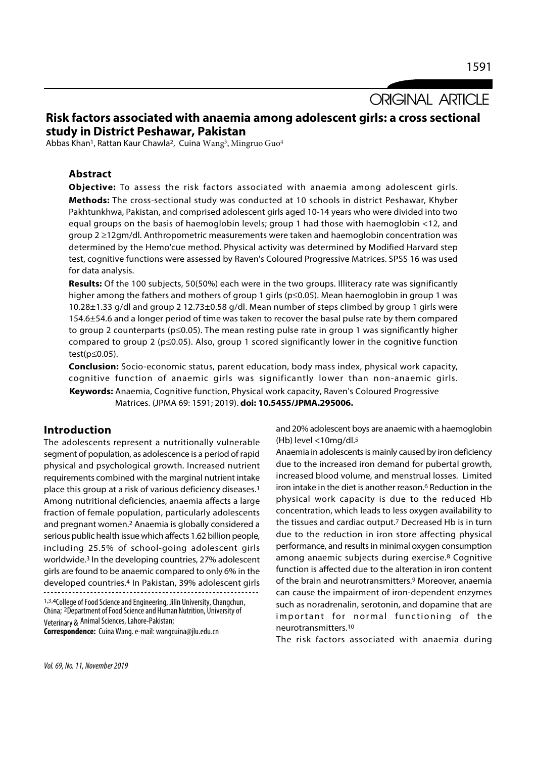ORIGINAL ARTICLE

# Risk factors associated with anaemia among adolescent girls: a cross sectional study in District Peshawar, Pakistan

Abbas Khan[1], Rattan Kaur Chawla[2], Cuina Wang[3], Mingruo Guo[4]

## Abstract

**Objective:** To assess the risk factors associated with anaemia among adolescent girls.

**Methods:** The cross-sectional study was conducted at 10 schools in district Peshawar, Khyber Pakhtunkhwa, Pakistan, and comprised adolescent girls aged 10-14 years who were divided into two equal groups on the basis of haemoglobin levels; group 1 had those with haemoglobin <12, and group 2 ≥12gm/dl. Anthropometric measurements were taken and haemoglobin concentration was determined by the Hemo'cue method. Physical activity was determined by Modified Harvard step test, cognitive functions were assessed by Raven's Coloured Progressive Matrices. SPSS 16 was used for data analysis.

**Results:** Of the 100 subjects, 50(50%) each were in the two groups. Illiteracy rate was significantly higher among the fathers and mothers of group 1 girls (p≤0.05). Mean haemoglobin in group 1 was 10.28±1.33 g/dl and group 2 12.73±0.58 g/dl. Mean number of steps climbed by group 1 girls were 154.6±54.6 and a longer period of time was taken to recover the basal pulse rate by them compared to group 2 counterparts (p≤0.05). The mean resting pulse rate in group 1 was significantly higher compared to group 2 (p≤0.05). Also, group 1 scored significantly lower in the cognitive function test(p≤0.05).

**Conclusion:** Socio-economic status, parent education, body mass index, physical work capacity, cognitive function of anaemic girls was significantly lower than non-anaemic girls.

**Keywords:** Anaemia, Cognitive function, Physical work capacity, Raven's Coloured Progressive Matrices. (JPMA 69: 1591; 2019). **doi: 10.5455/JPMA.295006.**

## Introduction

The adolescents represent a nutritionally vulnerable segment of population, as adolescence is a period of rapid physical and psychological growth. Increased nutrient requirements combined with the marginal nutrient intake place this group at a risk of various deficiency diseases.[1] Among nutritional deficiencies, anaemia affects a large fraction of female population, particularly adolescents and pregnant women.[2] Anaemia is globally considered a serious public health issue which affects 1.62 billion people, including 25.5% of school-going adolescent girls worldwide.[3] In the developing countries, 27% adolescent girls are found to be anaemic compared to only 6% in the developed countries.[4] In Pakistan, 39% adolescent girls and 20% adolescent boys are anaemic with a haemoglobin (Hb) level <10mg/dl.[5]

Anaemia in adolescents is mainly caused by iron deficiency due to the increased iron demand for pubertal growth, increased blood volume, and menstrual losses. Limited iron intake in the diet is another reason.[6] Reduction in the physical work capacity is due to the reduced Hb concentration, which leads to less oxygen availability to the tissues and cardiac output.[7] Decreased Hb is in turn due to the reduction in iron store affecting physical performance, and results in minimal oxygen consumption among anaemic subjects during exercise.[8] Cognitive function is affected due to the alteration in iron content of the brain and neurotransmitters.[9] Moreover, anaemia can cause the impairment of iron-dependent enzymes such as noradrenalin, serotonin, and dopamine that are important for normal functioning of the neurotransmitters.[10]

The risk factors associated with anaemia during

[1,3,4]College of Food Science and Engineering, Jilin University, Changchun, China; [2]Department of Food Science and Human Nutrition, University of Veterinary & Animal Sciences, Lahore-Pakistan;

**Correspondence:** Cuina Wang. e-mail: wangcuina@jlu.edu.cn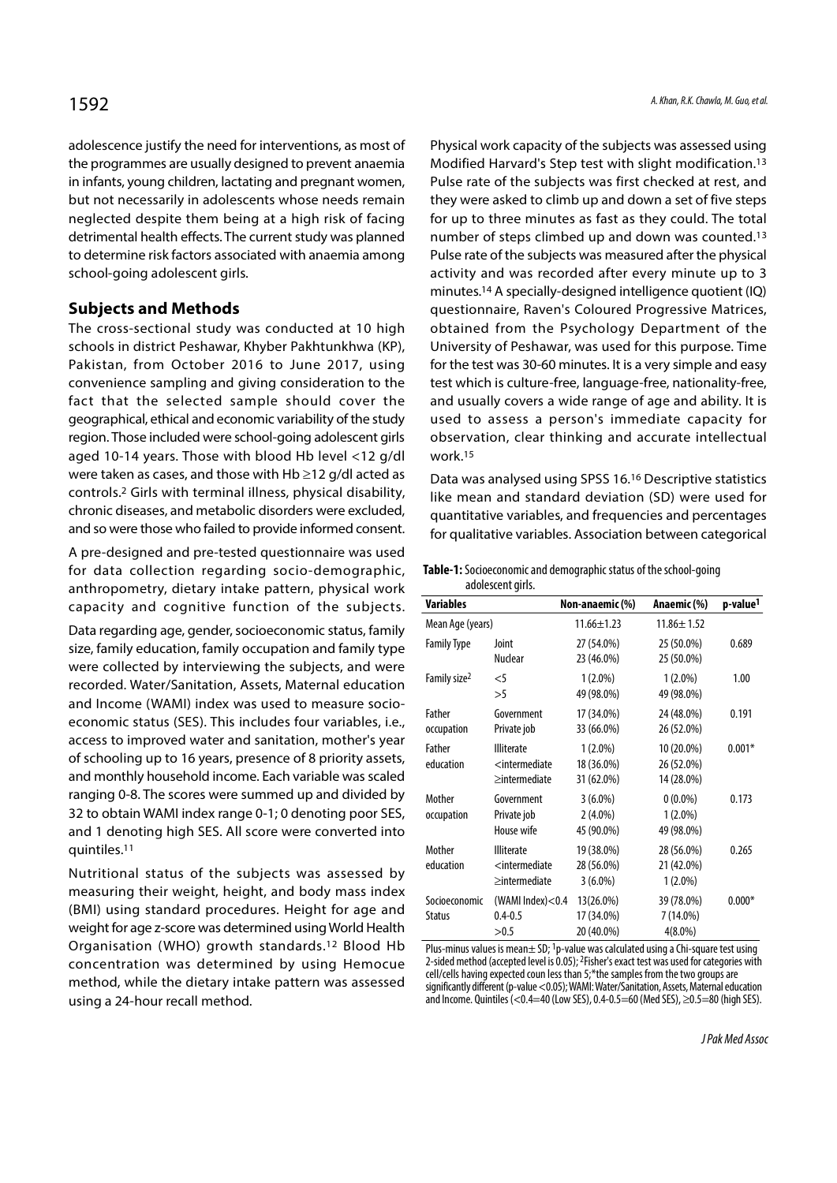adolescence justify the need for interventions, as most of the programmes are usually designed to prevent anaemia in infants, young children, lactating and pregnant women, but not necessarily in adolescents whose needs remain neglected despite them being at a high risk of facing detrimental health effects. The current study was planned to determine risk factors associated with anaemia among school-going adolescent girls.

## Subjects and Methods

The cross-sectional study was conducted at 10 high schools in district Peshawar, Khyber Pakhtunkhwa (KP), Pakistan, from October 2016 to June 2017, using convenience sampling and giving consideration to the fact that the selected sample should cover the geographical, ethical and economic variability of the study region. Those included were school-going adolescent girls aged 10-14 years. Those with blood Hb level <12 g/dl were taken as cases, and those with Hb ≥12 g/dl acted as controls.[2] Girls with terminal illness, physical disability, chronic diseases, and metabolic disorders were excluded, and so were those who failed to provide informed consent.

A pre-designed and pre-tested questionnaire was used for data collection regarding socio-demographic, anthropometry, dietary intake pattern, physical work capacity and cognitive function of the subjects.

Data regarding age, gender, socioeconomic status, family size, family education, family occupation and family type were collected by interviewing the subjects, and were recorded. Water/Sanitation, Assets, Maternal education and Income (WAMI) index was used to measure socio-economic status (SES). This includes four variables, i.e., access to improved water and sanitation, mother's year of schooling up to 16 years, presence of 8 priority assets, and monthly household income. Each variable was scaled ranging 0-8. The scores were summed up and divided by 32 to obtain WAMI index range 0-1; 0 denoting poor SES, and 1 denoting high SES. All score were converted into quintiles.[11]

Nutritional status of the subjects was assessed by measuring their weight, height, and body mass index (BMI) using standard procedures. Height for age and weight for age z-score was determined using World Health Organisation (WHO) growth standards.[12] Blood Hb concentration was determined by using Hemocue method, while the dietary intake pattern was assessed using a 24-hour recall method.

Physical work capacity of the subjects was assessed using Modified Harvard's Step test with slight modification.[13] Pulse rate of the subjects was first checked at rest, and they were asked to climb up and down a set of five steps for up to three minutes as fast as they could. The total number of steps climbed up and down was counted.[13] Pulse rate of the subjects was measured after the physical activity and was recorded after every minute up to 3 minutes.[14] A specially-designed intelligence quotient (IQ) questionnaire, Raven's Coloured Progressive Matrices, obtained from the Psychology Department of the University of Peshawar, was used for this purpose. Time for the test was 30-60 minutes. It is a very simple and easy test which is culture-free, language-free, nationality-free, and usually covers a wide range of age and ability. It is used to assess a person's immediate capacity for observation, clear thinking and accurate intellectual work.[15]

Data was analysed using SPSS 16.[16] Descriptive statistics like mean and standard deviation (SD) were used for quantitative variables, and frequencies and percentages for qualitative variables. Association between categorical

**Table-1:** Socioeconomic and demographic status of the school-going adolescent girls.

| Variables | | Non-anaemic (%) | Anaemic (%) | p-value[1] |
|---|---|---|---|---|
| Mean Age (years) | | 11.66±1.23 | 11.86± 1.52 | |
| Family Type | Joint | 27 (54.0%) | 25 (50.0%) | 0.689 |
| | Nuclear | 23 (46.0%) | 25 (50.0%) | |
| Family size[2] | <5 | 1 (2.0%) | 1 (2.0%) | 1.00 |
| | >5 | 49 (98.0%) | 49 (98.0%) | |
| Father occupation | Government | 17 (34.0%) | 24 (48.0%) | 0.191 |
| | Private job | 33 (66.0%) | 26 (52.0%) | |
| Father education | Illiterate | 1 (2.0%) | 10 (20.0%) | 0.001* |
| | <intermediate | 18 (36.0%) | 26 (52.0%) | |
| | ≥intermediate | 31 (62.0%) | 14 (28.0%) | |
| Mother occupation | Government | 3 (6.0%) | 0 (0.0%) | 0.173 |
| | Private job | 2 (4.0%) | 1 (2.0%) | |
| | House wife | 45 (90.0%) | 49 (98.0%) | |
| Mother education | Illiterate | 19 (38.0%) | 28 (56.0%) | 0.265 |
| | <intermediate | 28 (56.0%) | 21 (42.0%) | |
| | ≥intermediate | 3 (6.0%) | 1 (2.0%) | |
| Socioeconomic Status | (WAMI Index)<0.4 | 13(26.0%) | 39 (78.0%) | 0.000* |
| | 0.4-0.5 | 17 (34.0%) | 7 (14.0%) | |
| | >0.5 | 20 (40.0%) | 4(8.0%) | |

Plus-minus values is mean± SD; [1]p-value was calculated using a Chi-square test using 2-sided method (accepted level is 0.05); [2]Fisher's exact test was used for categories with cell/cells having expected coun less than 5;*the samples from the two groups are significantly different (p-value <0.05); WAMI: Water/Sanitation, Assets, Maternal education and Income. Quintiles (<0.4=40 (Low SES), 0.4-0.5=60 (Med SES), ≥0.5=80 (high SES).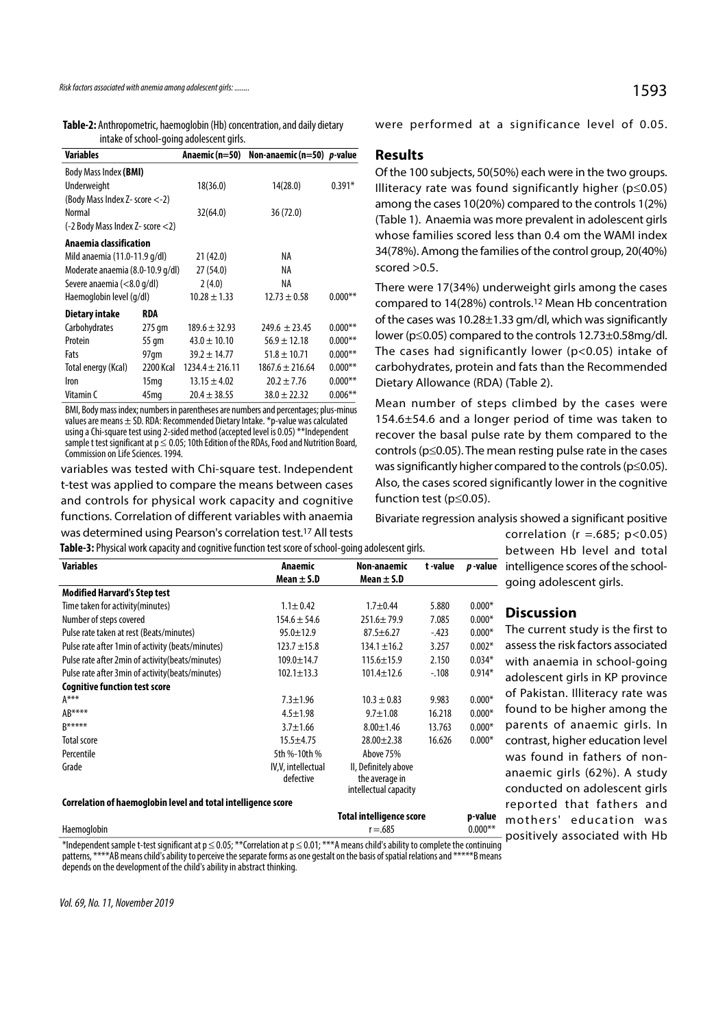**Table-2:** Anthropometric, haemoglobin (Hb) concentration, and daily dietary intake of school-going adolescent girls.

| Variables | | Anaemic (n=50) | Non-anaemic (n=50) | *p*-value |
|---|---|---|---|---|
| Body Mass Index **(BMI)** | | | | |
| Underweight | | 18(36.0) | 14(28.0) | 0.391* |
| (Body Mass Index Z- score <-2) | | | | |
| Normal | | 32(64.0) | 36 (72.0) | |
| (-2 Body Mass Index Z- score <2) | | | | |
| **Anaemia classification** | | | | |
| Mild anaemia (11.0-11.9 g/dl) | | 21 (42.0) | NA | |
| Moderate anaemia (8.0-10.9 g/dl) | | 27 (54.0) | NA | |
| Severe anaemia (<8.0 g/dl) | | 2 (4.0) | NA | |
| Haemoglobin level (g/dl) | | 10.28 ± 1.33 | 12.73 ± 0.58 | 0.000** |
| **Dietary intake** | **RDA** | | | |
| Carbohydrates | 275 gm | 189.6 ± 32.93 | 249.6 ± 23.45 | 0.000** |
| Protein | 55 gm | 43.0 ± 10.10 | 56.9 ± 12.18 | 0.000** |
| Fats | 97gm | 39.2 ± 14.77 | 51.8 ± 10.71 | 0.000** |
| Total energy (Kcal) | 2200 Kcal | 1234.4 ± 216.11 | 1867.6 ± 216.64 | 0.000** |
| Iron | 15mg | 13.15 ± 4.02 | 20.2 ± 7.76 | 0.000** |
| Vitamin C | 45mg | 20.4 ± 38.55 | 38.0 ± 22.32 | 0.006** |

BMI, Body mass index; numbers in parentheses are numbers and percentages; plus-minus values are means ± SD. RDA: Recommended Dietary Intake. *p-value was calculated using a Chi-square test using 2-sided method (accepted level is 0.05) **Independent sample t test significant at p ≤ 0.05; 10th Edition of the RDAs, Food and Nutrition Board, Commission on Life Sciences. 1994.

variables was tested with Chi-square test. Independent t-test was applied to compare the means between cases and controls for physical work capacity and cognitive functions. Correlation of different variables with anaemia was determined using Pearson's correlation test.[17] All tests were performed at a significance level of 0.05.

## Results

Of the 100 subjects, 50(50%) each were in the two groups. Illiteracy rate was found significantly higher (p≤0.05) among the cases 10(20%) compared to the controls 1(2%) (Table 1). Anaemia was more prevalent in adolescent girls whose families scored less than 0.4 om the WAMI index 34(78%). Among the families of the control group, 20(40%) scored >0.5.

There were 17(34%) underweight girls among the cases compared to 14(28%) controls.[12] Mean Hb concentration of the cases was 10.28±1.33 gm/dl, which was significantly lower (p≤0.05) compared to the controls 12.73±0.58mg/dl. The cases had significantly lower (p<0.05) intake of carbohydrates, protein and fats than the Recommended Dietary Allowance (RDA) (Table 2).

Mean number of steps climbed by the cases were 154.6±54.6 and a longer period of time was taken to recover the basal pulse rate by them compared to the controls (p≤0.05). The mean resting pulse rate in the cases was significantly higher compared to the controls (p≤0.05). Also, the cases scored significantly lower in the cognitive function test (p≤0.05).

Bivariate regression analysis showed a significant positive correlation (r =.685; p<0.05) between Hb level and total intelligence scores of the school-going adolescent girls.

**Table-3:** Physical work capacity and cognitive function test score of school-going adolescent girls.

| Variables | Anaemic Mean ± S.D | Non-anaemic Mean ± S.D | t-value | *p*-value |
|---|---|---|---|---|
| **Modified Harvard's Step test** | | | | |
| Time taken for activity(minutes) | 1.1± 0.42 | 1.7±0.44 | 5.880 | 0.000* |
| Number of steps covered | 154.6 ± 54.6 | 251.6± 79.9 | 7.085 | 0.000* |
| Pulse rate taken at rest (Beats/minutes) | 95.0±12.9 | 87.5±6.27 | -.423 | 0.000* |
| Pulse rate after 1min of activity (beats/minutes) | 123.7 ±15.8 | 134.1 ±16.2 | 3.257 | 0.002* |
| Pulse rate after 2min of activity(beats/minutes) | 109.0±14.7 | 115.6±15.9 | 2.150 | 0.034* |
| Pulse rate after 3min of activity(beats/minutes) | 102.1±13.3 | 101.4±12.6 | -.108 | 0.914* |
| **Cognitive function test score** | | | | |
| A*** | 7.3±1.96 | 10.3 ± 0.83 | 9.983 | 0.000* |
| AB**** | 4.5±1.98 | 9.7±1.08 | 16.218 | 0.000* |
| B***** | 3.7±1.66 | 8.00±1.46 | 13.763 | 0.000* |
| Total score | 15.5±4.75 | 28.00±2.38 | 16.626 | 0.000* |
| Percentile | 5th %-10th % | Above 75% | | |
| Grade | IV,V, intellectual defective | II, Definitely above the average in intellectual capacity | | |
| **Correlation of haemoglobin level and total intelligence score** | | | | |
| | | **Total intelligence score** | | **p-value** |
| Haemoglobin | | r =.685 | | 0.000** |

*Independent sample t-test significant at p ≤ 0.05; **Correlation at p ≤ 0.01; ***A means child's ability to complete the continuing patterns, ****AB means child's ability to perceive the separate forms as one gestalt on the basis of spatial relations and *****B means depends on the development of the child's ability in abstract thinking.

## Discussion

The current study is the first to assess the risk factors associated with anaemia in school-going adolescent girls in KP province of Pakistan. Illiteracy rate was found to be higher among the parents of anaemic girls. In contrast, higher education level was found in fathers of non-anaemic girls (62%). A study conducted on adolescent girls reported that fathers and mothers' education was positively associated with Hb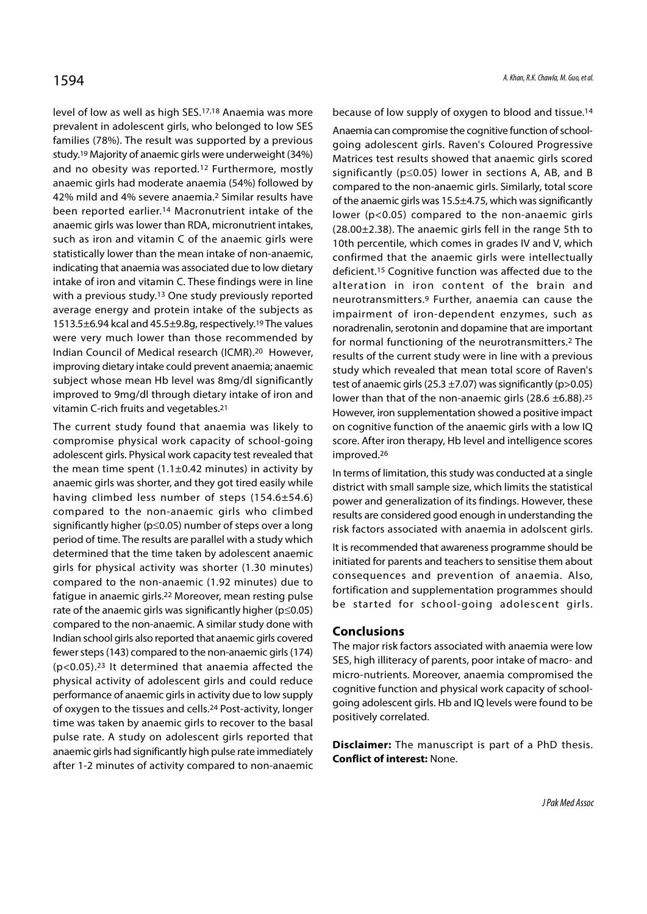level of low as well as high SES.[17,18] Anaemia was more prevalent in adolescent girls, who belonged to low SES families (78%). The result was supported by a previous study.[19] Majority of anaemic girls were underweight (34%) and no obesity was reported.[12] Furthermore, mostly anaemic girls had moderate anaemia (54%) followed by 42% mild and 4% severe anaemia.[2] Similar results have been reported earlier.[14] Macronutrient intake of the anaemic girls was lower than RDA, micronutrient intakes, such as iron and vitamin C of the anaemic girls were statistically lower than the mean intake of non-anaemic, indicating that anaemia was associated due to low dietary intake of iron and vitamin C. These findings were in line with a previous study.[13] One study previously reported average energy and protein intake of the subjects as 1513.5±6.94 kcal and 45.5±9.8g, respectively.[19] The values were very much lower than those recommended by Indian Council of Medical research (ICMR).[20] However, improving dietary intake could prevent anaemia; anaemic subject whose mean Hb level was 8mg/dl significantly improved to 9mg/dl through dietary intake of iron and vitamin C-rich fruits and vegetables.[21]

The current study found that anaemia was likely to compromise physical work capacity of school-going adolescent girls. Physical work capacity test revealed that the mean time spent (1.1±0.42 minutes) in activity by anaemic girls was shorter, and they got tired easily while having climbed less number of steps (154.6±54.6) compared to the non-anaemic girls who climbed significantly higher ($p \leq 0.05$) number of steps over a long period of time. The results are parallel with a study which determined that the time taken by adolescent anaemic girls for physical activity was shorter (1.30 minutes) compared to the non-anaemic (1.92 minutes) due to fatigue in anaemic girls.[22] Moreover, mean resting pulse rate of the anaemic girls was significantly higher ($p \leq 0.05$) compared to the non-anaemic. A similar study done with Indian school girls also reported that anaemic girls covered fewer steps (143) compared to the non-anaemic girls (174) ($p<0.05$).[23] It determined that anaemia affected the physical activity of adolescent girls and could reduce performance of anaemic girls in activity due to low supply of oxygen to the tissues and cells.[24] Post-activity, longer time was taken by anaemic girls to recover to the basal pulse rate. A study on adolescent girls reported that anaemic girls had significantly high pulse rate immediately after 1-2 minutes of activity compared to non-anaemic because of low supply of oxygen to blood and tissue.[14]

Anaemia can compromise the cognitive function of school-going adolescent girls. Raven's Coloured Progressive Matrices test results showed that anaemic girls scored significantly ($p \leq 0.05$) lower in sections A, AB, and B compared to the non-anaemic girls. Similarly, total score of the anaemic girls was 15.5±4.75, which was significantly lower ($p<0.05$) compared to the non-anaemic girls (28.00±2.38). The anaemic girls fell in the range 5th to 10th percentile, which comes in grades IV and V, which confirmed that the anaemic girls were intellectually deficient.[15] Cognitive function was affected due to the alteration in iron content of the brain and neurotransmitters.[9] Further, anaemia can cause the impairment of iron-dependent enzymes, such as noradrenalin, serotonin and dopamine that are important for normal functioning of the neurotransmitters.[2] The results of the current study were in line with a previous study which revealed that mean total score of Raven's test of anaemic girls (25.3 ±7.07) was significantly ($p>0.05$) lower than that of the non-anaemic girls (28.6 ±6.88).[25] However, iron supplementation showed a positive impact on cognitive function of the anaemic girls with a low IQ score. After iron therapy, Hb level and intelligence scores improved.[26]

In terms of limitation, this study was conducted at a single district with small sample size, which limits the statistical power and generalization of its findings. However, these results are considered good enough in understanding the risk factors associated with anaemia in adolscent girls.

It is recommended that awareness programme should be initiated for parents and teachers to sensitise them about consequences and prevention of anaemia. Also, fortification and supplementation programmes should be started for school-going adolescent girls.

## Conclusions

The major risk factors associated with anaemia were low SES, high illiteracy of parents, poor intake of macro- and micro-nutrients. Moreover, anaemia compromised the cognitive function and physical work capacity of school-going adolescent girls. Hb and IQ levels were found to be positively correlated.

**Disclaimer:** The manuscript is part of a PhD thesis.
**Conflict of interest:** None.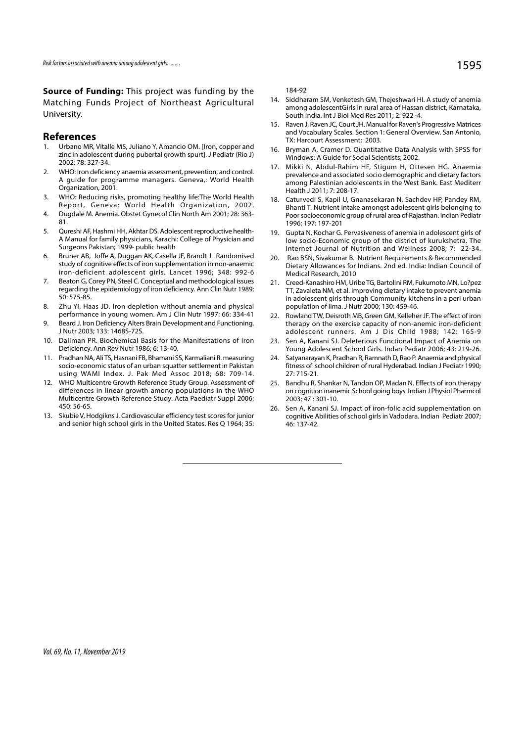**Source of Funding:** This project was funding by the Matching Funds Project of Northeast Agricultural University.

## References

1. Urbano MR, Vitalle MS, Juliano Y, Amancio OM. [Iron, copper and zinc in adolescent during pubertal growth spurt]. J Pediatr (Rio J) 2002; 78: 327-34.
2. WHO: Iron deficiency anaemia assessment, prevention, and control. A guide for programme managers. Geneva,: World Health Organization, 2001.
3. WHO: Reducing risks, promoting healthy life:The World Health Report, Geneva: World Health Organization, 2002.
4. Dugdale M. Anemia. Obstet Gynecol Clin North Am 2001; 28: 363-81.
5. Qureshi AF, Hashmi HH, Akhtar DS. Adolescent reproductive health-A Manual for family physicians, Karachi: College of Physician and Surgeons Pakistan; 1999- public health
6. Bruner AB, Joffe A, Duggan AK, Casella JF, Brandt J. Randomised study of cognitive effects of iron supplementation in non-anaemic iron-deficient adolescent girls. Lancet 1996; 348: 992-6
7. Beaton G, Corey PN, Steel C. Conceptual and methodological issues regarding the epidemiology of iron deficiency. Ann Clin Nutr 1989; 50: 575-85.
8. Zhu YI, Haas JD. Iron depletion without anemia and physical performance in young women. Am J Clin Nutr 1997; 66: 334-41
9. Beard J. Iron Deficiency Alters Brain Development and Functioning. J Nutr 2003; 133: 1468S-72S.
10. Dallman PR. Biochemical Basis for the Manifestations of Iron Deficiency. Ann Rev Nutr 1986; 6: 13-40.
11. Pradhan NA, Ali TS, Hasnani FB, Bhamani SS, Karmaliani R. measuring socio-economic status of an urban squatter settlement in Pakistan using WAMI Index. J. Pak Med Assoc 2018; 68: 709-14.
12. WHO Multicentre Growth Reference Study Group. Assessment of differences in linear growth among populations in the WHO Multicentre Growth Reference Study. Acta Paediatr Suppl 2006; 450: 56-65.
13. Skubie V, Hodgikns J. Cardiovascular efficiency test scores for junior and senior high school girls in the United States. Res Q 1964; 35: 184-92
14. Siddharam SM, Venketesh GM, Thejeshwari HI. A study of anemia among adolescentGirls in rural area of Hassan district, Karnataka, South India. Int J Biol Med Res 2011; 2: 922 -4.
15. Raven J, Raven JC, Court JH. Manual for Raven's Progressive Matrices and Vocabulary Scales. Section 1: General Overview. San Antonio, TX: Harcourt Assessment; 2003.
16. Bryman A, Cramer D. Quantitative Data Analysis with SPSS for Windows: A Guide for Social Scientists; 2002.
17. Mikki N, Abdul-Rahim HF, Stigum H, Ottesen HG. Anaemia prevalence and associated socio demographic and dietary factors among Palestinian adolescents in the West Bank. East Mediterr Health J 2011; 7: 208-17.
18. Caturvedi S, Kapil U, Gnanasekaran N, Sachdev HP, Pandey RM, Bhanti T. Nutrient intake amongst adolescent girls belonging to Poor socioeconomic group of rural area of Rajasthan. Indian Pediatr 1996; 197: 197-201
19. Gupta N, Kochar G. Pervasiveness of anemia in adolescent girls of low socio-Economic group of the district of kurukshetra. The Internet Journal of Nutrition and Wellness 2008; 7: 22-34.
20. Rao BSN, Sivakumar B. Nutrient Requirements & Recommended Dietary Allowances for Indians. 2nd ed. India: Indian Council of Medical Research, 2010
21. Creed-Kanashiro HM, Uribe TG, Bartolini RM, Fukumoto MN, Lo?pez TT, Zavaleta NM, et al. Improving dietary intake to prevent anemia in adolescent girls through Community kitchens in a peri urban population of lima. J Nutr 2000; 130: 459-46.
22. Rowland TW, Deisroth MB, Green GM, Kelleher JF. The effect of iron therapy on the exercise capacity of non-anemic iron-deficient adolescent runners. Am J Dis Child 1988; 142: 165-9
23. Sen A, Kanani SJ. Deleterious Functional Impact of Anemia on Young Adolescent School Girls. Indan Pediatr 2006; 43: 219-26.
24. Satyanarayan K, Pradhan R, Ramnath D, Rao P. Anaemia and physical fitness of school children of rural Hyderabad. Indian J Pediatr 1990; 27: 715-21.
25. Bandhu R, Shankar N, Tandon OP, Madan N. Effects of iron therapy on cognition inanemic School going boys. Indian J Physiol Pharmcol 2003; 47 : 301-10.
26. Sen A, Kanani SJ. Impact of iron-folic acid supplementation on cognitive Abilities of school girls in Vadodara. Indian Pediatr 2007; 46: 137-42.